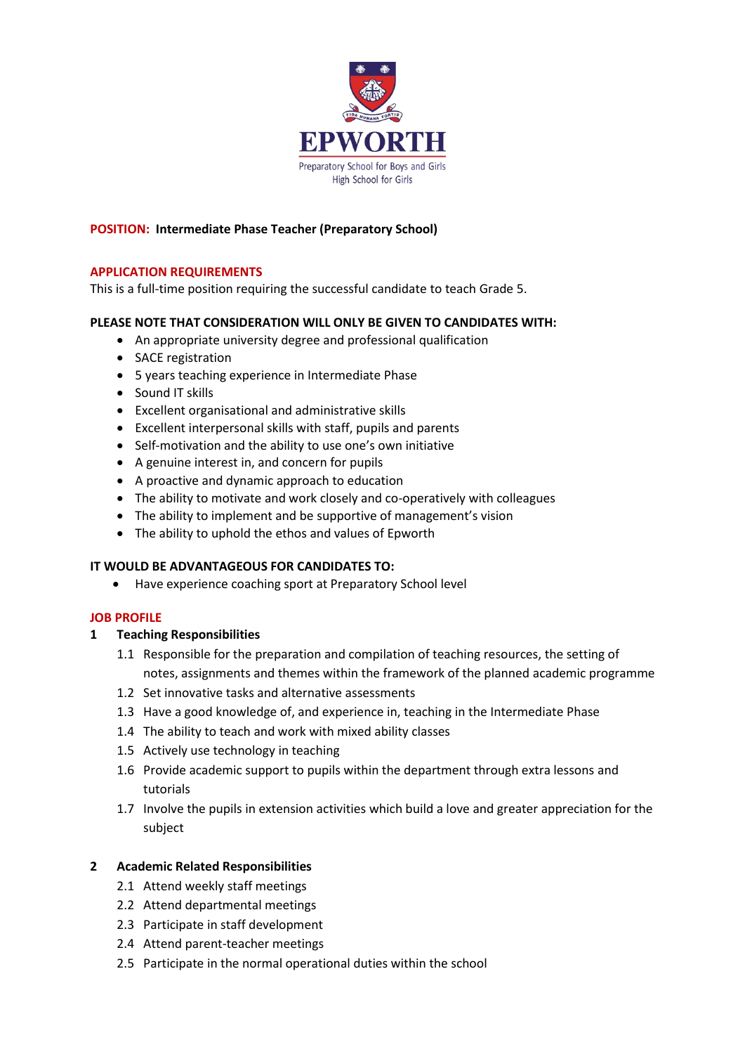**EPWORTH**

Preparatory School for Boys and Girls
High School for Girls

**POSITION: Intermediate Phase Teacher (Preparatory School)**

**APPLICATION REQUIREMENTS**

This is a full-time position requiring the successful candidate to teach Grade 5.

**PLEASE NOTE THAT CONSIDERATION WILL ONLY BE GIVEN TO CANDIDATES WITH:**

- An appropriate university degree and professional qualification
- SACE registration
- 5 years teaching experience in Intermediate Phase
- Sound IT skills
- Excellent organisational and administrative skills
- Excellent interpersonal skills with staff, pupils and parents
- Self-motivation and the ability to use one's own initiative
- A genuine interest in, and concern for pupils
- A proactive and dynamic approach to education
- The ability to motivate and work closely and co-operatively with colleagues
- The ability to implement and be supportive of management's vision
- The ability to uphold the ethos and values of Epworth

**IT WOULD BE ADVANTAGEOUS FOR CANDIDATES TO:**

- Have experience coaching sport at Preparatory School level

**JOB PROFILE**

**1 Teaching Responsibilities**

1.1 Responsible for the preparation and compilation of teaching resources, the setting of notes, assignments and themes within the framework of the planned academic programme

1.2 Set innovative tasks and alternative assessments

1.3 Have a good knowledge of, and experience in, teaching in the Intermediate Phase

1.4 The ability to teach and work with mixed ability classes

1.5 Actively use technology in teaching

1.6 Provide academic support to pupils within the department through extra lessons and tutorials

1.7 Involve the pupils in extension activities which build a love and greater appreciation for the subject

**2 Academic Related Responsibilities**

2.1 Attend weekly staff meetings

2.2 Attend departmental meetings

2.3 Participate in staff development

2.4 Attend parent-teacher meetings

2.5 Participate in the normal operational duties within the school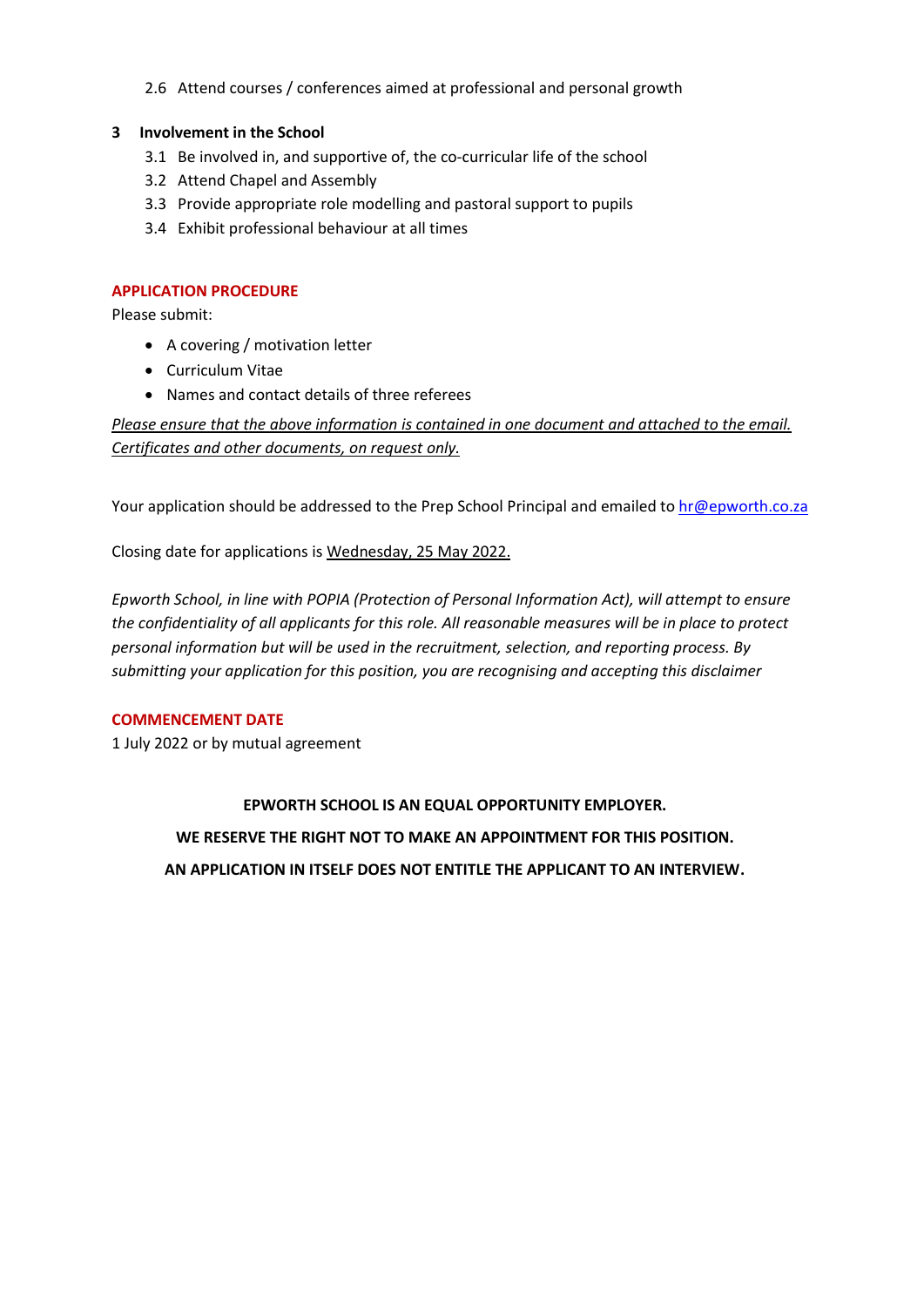2.6 Attend courses / conferences aimed at professional and personal growth

**3 Involvement in the School**

3.1 Be involved in, and supportive of, the co-curricular life of the school
3.2 Attend Chapel and Assembly
3.3 Provide appropriate role modelling and pastoral support to pupils
3.4 Exhibit professional behaviour at all times

## APPLICATION PROCEDURE

Please submit:

- A covering / motivation letter
- Curriculum Vitae
- Names and contact details of three referees

*Please ensure that the above information is contained in one document and attached to the email. Certificates and other documents, on request only.*

Your application should be addressed to the Prep School Principal and emailed to hr@epworth.co.za

Closing date for applications is Wednesday, 25 May 2022.

*Epworth School, in line with POPIA (Protection of Personal Information Act), will attempt to ensure the confidentiality of all applicants for this role. All reasonable measures will be in place to protect personal information but will be used in the recruitment, selection, and reporting process. By submitting your application for this position, you are recognising and accepting this disclaimer*

## COMMENCEMENT DATE

1 July 2022 or by mutual agreement

**EPWORTH SCHOOL IS AN EQUAL OPPORTUNITY EMPLOYER.**

**WE RESERVE THE RIGHT NOT TO MAKE AN APPOINTMENT FOR THIS POSITION.**

**AN APPLICATION IN ITSELF DOES NOT ENTITLE THE APPLICANT TO AN INTERVIEW.**